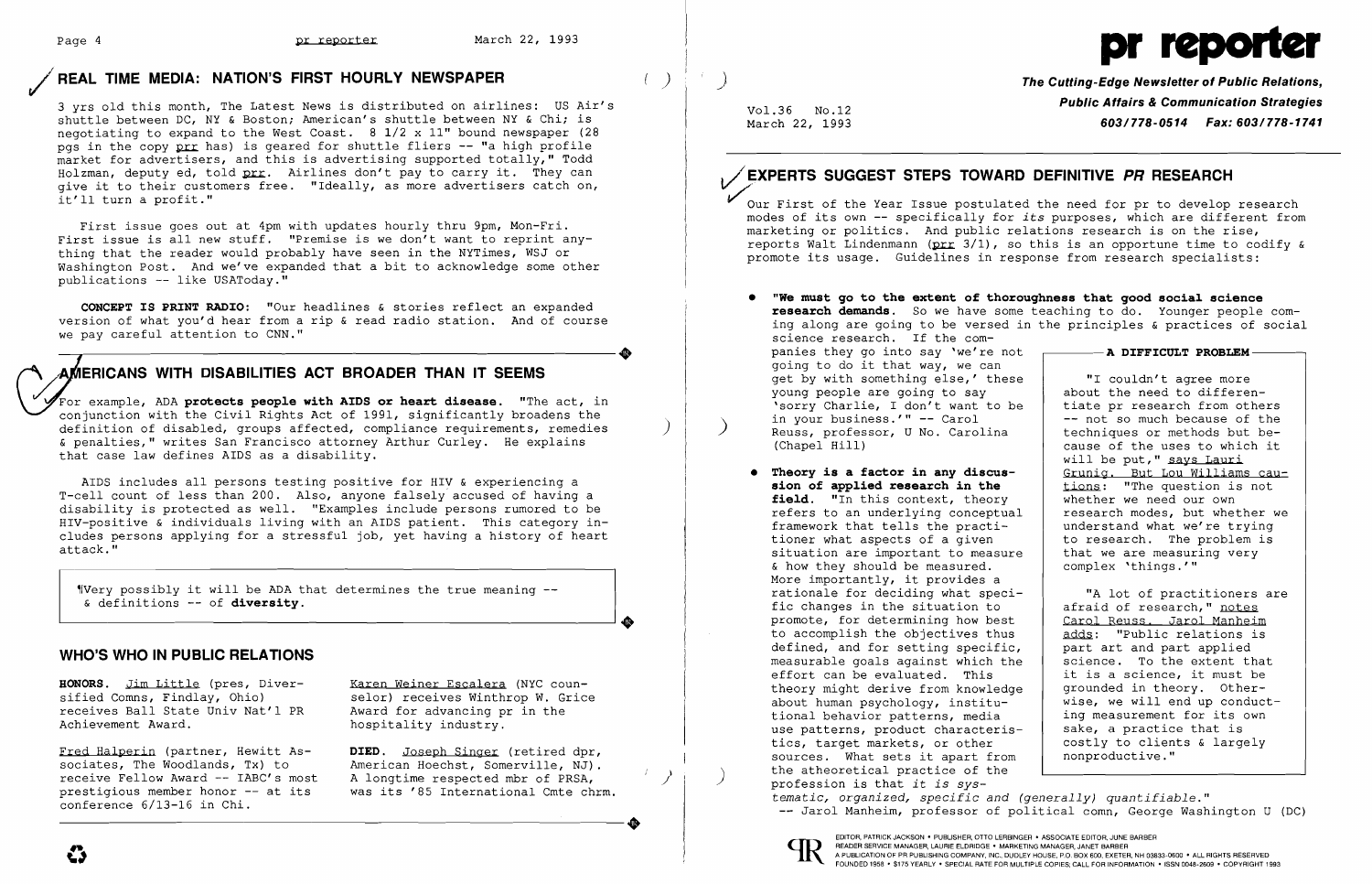## REAL TIME MEDIA: NATION'S FIRST HOURLY NEWSPAPER

3 yrs old this month, The Latest News is distributed on airlines: US Air's shuttle between DC, NY & Boston; American's shuttle between NY & Chi; is negotiating to expand to the West Coast. 8 1/2 x 11" bound newspaper (28 pgs in the copy prr has) is geared for shuttle fliers -- "a high profile market for advertisers, and this is advertising supported totally," Todd Holzman, deputy ed, told prr. Airlines don't pay to carry it. They can give it to their customers free. "Ideally, as more advertisers catch on, it'll turn a profit."

First issue goes out at 4pm with updates hourly thru 9pm, Mon-Fri. First issue is all new stuff. "Premise is we don't want to reprint anything that the reader would probably have seen in the NYTimes, WSJ or Washington Post. And we've expanded that a bit to acknowledge some other publications -- like USAToday."

**CONCEPT IS PRINT RADIO:** "Our headlines & stories reflect an expanded version of what you'd hear from a rip & read radio station. And of course we pay careful attention to CNN."

## AMERICANS WITH DISABILITIES ACT BROADER THAN IT SEEMS

For example, ADA **protects people with AIDS or heart disease**. "The act, in conjunction with the Civil Rights Act of 1991, significantly broadens the definition of disabled, groups affected, compliance requirements, remedies & penalties," writes San Francisco attorney Arthur Curley. He explains that case law defines AIDS as a disability.

AIDS includes all persons testing positive for HIV & experiencing a T-cell count of less than 200. Also, anyone falsely accused of having a disability is protected as well. "Examples include persons rumored to be HIV-positive & individuals living with an AIDS patient. This category includes persons applying for a stressful job, yet having a history of heart attack."

> ¶Very possibly it will be ADA that determines the true meaning -- & definitions -- of **diversity**.

## WHO'S WHO IN PUBLIC RELATIONS

**HONORS.** Jim Little (pres, Diversified Comns, Findlay, Ohio) receives Ball State Univ Nat'l PR Achievement Award.

Fred Halperin (partner, Hewitt Associates, The Woodlands, Tx) to receive Fellow Award -- IABC's most prestigious member honor -- at its conference 6/13-16 in Chi.

Karen Weiner Escalera (NYC counselor) receives Winthrop W. Grice Award for advancing pr in the hospitality industry.

**DIED.** Joseph Singer (retired dpr, American Hoechst, Somerville, NJ). A longtime respected mbr of PRSA, was its '85 International Cmte chrm.

# pr reporter

**The Cutting-Edge Newsletter of Public Relations, Public Affairs & Communication Strategies**
**603/778-0514 Fax: 603/778-1741**

Vol.36 No.12
March 22, 1993

## EXPERTS SUGGEST STEPS TOWARD DEFINITIVE *PR* RESEARCH

Our First of the Year Issue postulated the need for pr to develop research modes of its own -- specifically for *its* purposes, which are different from marketing or politics. And public relations research is on the rise, reports Walt Lindenmann (prr 3/1), so this is an opportune time to codify & promote its usage. Guidelines in response from research specialists:

- **"We must go to the extent of thoroughness that good social science research demands.** So we have some teaching to do. Younger people coming along are going to be versed in the principles & practices of social science research. If the companies they go into say 'we're not going to do it that way, we can get by with something else,' these young people are going to say 'sorry Charlie, I don't want to be in your business.'" -- Carol Reuss, professor, U No. Carolina (Chapel Hill)

- **Theory is a factor in any discussion of applied research in the field.** "In this context, theory refers to an underlying conceptual framework that tells the practitioner what aspects of a given situation are important to measure & how they should be measured. More importantly, it provides a rationale for deciding what specific changes in the situation to promote, for determining how best to accomplish the objectives thus defined, and for setting specific, measurable goals against which the effort can be evaluated. This theory might derive from knowledge about human psychology, institutional behavior patterns, media use patterns, product characteristics, target markets, or other sources. What sets it apart from the atheoretical practice of the profession is that *it is systematic, organized, specific and (generally) quantifiable.*" -- Jarol Manheim, professor of political comn, George Washington U (DC)

### A DIFFICULT PROBLEM

"I couldn't agree more about the need to differentiate pr research from others -- not so much because of the techniques or methods but because of the uses to which it will be put," says Lauri Grunig. But Lou Williams cautions: "The question is not whether we need our own research modes, but whether we understand what we're trying to research. The problem is that we are measuring very complex 'things.'"

"A lot of practitioners are afraid of research," notes Carol Reuss. Jarol Manheim adds: "Public relations is part art and part applied science. To the extent that it is a science, it must be grounded in theory. Otherwise, we will end up conducting measurement for its own sake, a practice that is costly to clients & largely nonproductive."

EDITOR, PATRICK JACKSON • PUBLISHER, OTTO LERBINGER • ASSOCIATE EDITOR, JUNE BARBER
READER SERVICE MANAGER, LAURIE ELDRIDGE • MARKETING MANAGER, JANET BARBER
A PUBLICATION OF PR PUBLISHING COMPANY, INC., DUDLEY HOUSE, P.O. BOX 600, EXETER, NH 03833-0600 • ALL RIGHTS RESERVED
FOUNDED 1958 • $175 YEARLY • SPECIAL RATE FOR MULTIPLE COPIES; CALL FOR INFORMATION • ISSN 0048-2609 • COPYRIGHT 1993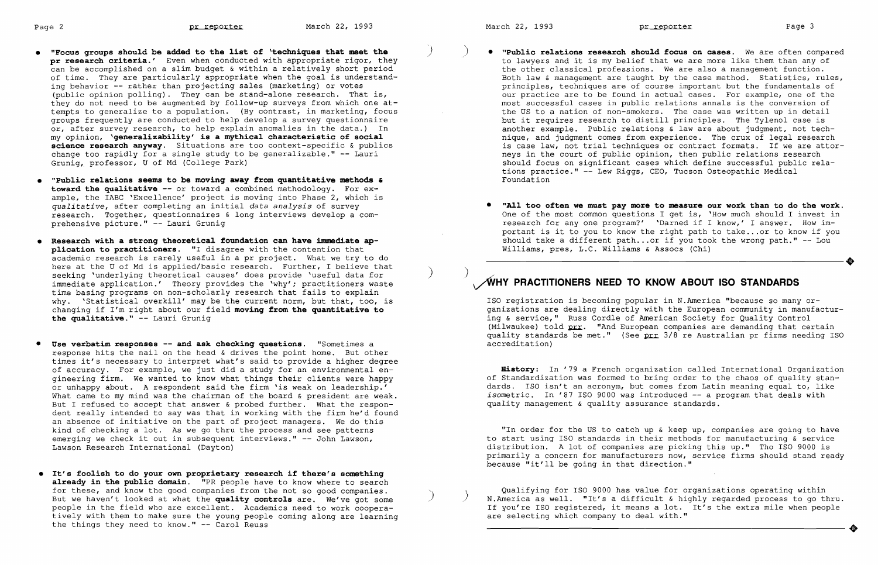- **"Focus groups should be added to the list of 'techniques that meet the pr research criteria.'** Even when conducted with appropriate rigor, they can be accomplished on a slim budget & within a relatively short period of time. They are particularly appropriate when the goal is understanding behavior -- rather than projecting sales (marketing) or votes (public opinion polling). They can be stand-alone research. That is, they do not need to be augmented by follow-up surveys from which one attempts to generalize to a population. (By contrast, in marketing, focus groups frequently are conducted to help develop a survey questionnaire or, after survey research, to help explain anomalies in the data.) In my opinion, **'generalizability' is a mythical characteristic of social science research anyway**. Situations are too context-specific & publics change too rapidly for a single study to be generalizable." -- Lauri Grunig, professor, U of Md (College Park)

- **"Public relations seems to be moving away from quantitative methods & toward the qualitative** -- or toward a combined methodology. For example, the IABC 'Excellence' project is moving into Phase 2, which is *qualitative*, after completing an initial *data analysis* of survey research. Together, questionnaires & long interviews develop a comprehensive picture." -- Lauri Grunig

- **Research with a strong theoretical foundation can have immediate application to practitioners.** "I disagree with the contention that academic research is rarely useful in a pr project. What we try to do here at the U of Md is applied/basic research. Further, I believe that seeking 'underlying theoretical causes' does provide 'useful data for immediate application.' Theory provides the 'why'; practitioners waste time basing programs on non-scholarly research that fails to explain why. 'Statistical overkill' may be the current norm, but that, too, is changing if I'm right about our field **moving from the quantitative to the qualitative.**" -- Lauri Grunig

- **Use verbatim responses -- and ask checking questions.** "Sometimes a response hits the nail on the head & drives the point home. But other times it's necessary to interpret what's said to provide a higher degree of accuracy. For example, we just did a study for an environmental engineering firm. We wanted to know what things their clients were happy or unhappy about. A respondent said the firm 'is weak on leadership.' What came to my mind was the chairman of the board & president are weak. But I refused to accept that answer & probed further. What the respondent really intended to say was that in working with the firm he'd found an absence of initiative on the part of project managers. We do this kind of checking a lot. As we go thru the process and see patterns emerging we check it out in subsequent interviews." -- John Lawson, Lawson Research International (Dayton)

- **It's foolish to do your own proprietary research if there's something already in the public domain.** "PR people have to know where to search for these, and know the good companies from the not so good companies. But we haven't looked at what the **quality controls** are. We've got some people in the field who are excellent. Academics need to work cooperatively with them to make sure the young people coming along are learning the things they need to know." -- Carol Reuss

- **"Public relations research should focus on cases.** We are often compared to lawyers and it is my belief that we are more like them than any of the other classical professions. We are also a management function. Both law & management are taught by the case method. Statistics, rules, principles, techniques are of course important but the fundamentals of our practice are to be found in actual cases. For example, one of the most successful cases in public relations annals is the conversion of the US to a nation of non-smokers. The case was written up in detail but it requires research to distill principles. The Tylenol case is another example. Public relations & law are about judgment, not technique, and judgment comes from experience. The crux of legal research is case law, not trial techniques or contract formats. If we are attorneys in the court of public opinion, then public relations research should focus on significant cases which define successful public relations practice." -- Lew Riggs, CEO, Tucson Osteopathic Medical Foundation

- **"All too often we must pay more to measure our work than to do the work.** One of the most common questions I get is, 'How much should I invest in research for any one program?' 'Darned if I know,' I answer. How important is it to you to know the right path to take...or to know if you should take a different path...or if you took the wrong path." -- Lou Williams, pres, L.C. Williams & Assocs (Chi)

## WHY PRACTITIONERS NEED TO KNOW ABOUT ISO STANDARDS

ISO registration is becoming popular in N.America "because so many organizations are dealing directly with the European community in manufacturing & service," Russ Cordle of American Society for Quality Control (Milwaukee) told prr. "And European companies are demanding that certain quality standards be met." (See prr 3/8 re Australian pr firms needing ISO accreditation)

**History:** In '79 a French organization called International Organization of Standardization was formed to bring order to the chaos of quality standards. ISO isn't an acronym, but comes from Latin meaning equal to, like *iso*metric. In '87 ISO 9000 was introduced -- a program that deals with quality management & quality assurance standards.

"In order for the US to catch up & keep up, companies are going to have to start using ISO standards in their methods for manufacturing & service distribution. A lot of companies are picking this up." Tho ISO 9000 is primarily a concern for manufacturers now, service firms should stand ready because "it'll be going in that direction."

Qualifying for ISO 9000 has value for organizations operating within N.America as well. "It's a difficult & highly regarded process to go thru. If you're ISO registered, it means a lot. It's the extra mile when people are selecting which company to deal with."